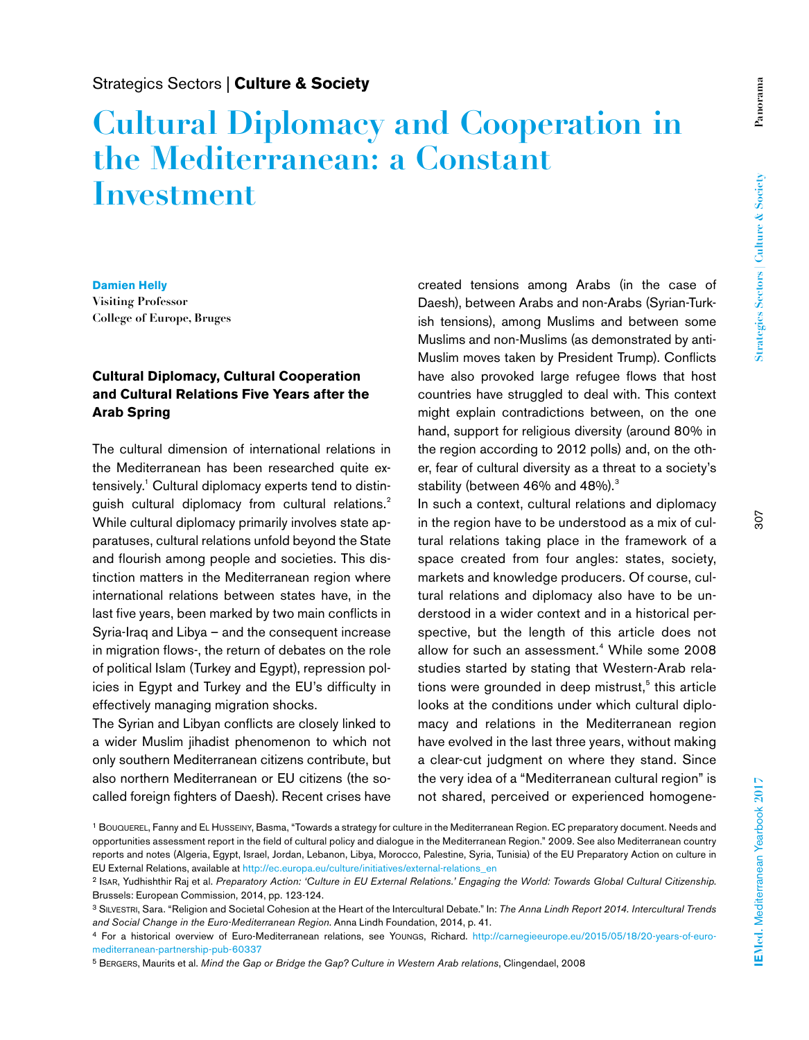Strategics Sectors | **Culture & Society**

# Cultural Diplomacy and Cooperation in the Mediterranean: a Constant Investment

**Damien Helly**
**Visiting Professor**
**College of Europe, Bruges**

## Cultural Diplomacy, Cultural Cooperation and Cultural Relations Five Years after the Arab Spring

The cultural dimension of international relations in the Mediterranean has been researched quite extensively.[1] Cultural diplomacy experts tend to distinguish cultural diplomacy from cultural relations.[2] While cultural diplomacy primarily involves state apparatuses, cultural relations unfold beyond the State and flourish among people and societies. This distinction matters in the Mediterranean region where international relations between states have, in the last five years, been marked by two main conflicts in Syria-Iraq and Libya – and the consequent increase in migration flows-, the return of debates on the role of political Islam (Turkey and Egypt), repression policies in Egypt and Turkey and the EU's difficulty in effectively managing migration shocks.

The Syrian and Libyan conflicts are closely linked to a wider Muslim jihadist phenomenon to which not only southern Mediterranean citizens contribute, but also northern Mediterranean or EU citizens (the so-called foreign fighters of Daesh). Recent crises have created tensions among Arabs (in the case of Daesh), between Arabs and non-Arabs (Syrian-Turkish tensions), among Muslims and between some Muslims and non-Muslims (as demonstrated by anti-Muslim moves taken by President Trump). Conflicts have also provoked large refugee flows that host countries have struggled to deal with. This context might explain contradictions between, on the one hand, support for religious diversity (around 80% in the region according to 2012 polls) and, on the other, fear of cultural diversity as a threat to a society's stability (between 46% and 48%).[3]

In such a context, cultural relations and diplomacy in the region have to be understood as a mix of cultural relations taking place in the framework of a space created from four angles: states, society, markets and knowledge producers. Of course, cultural relations and diplomacy also have to be understood in a wider context and in a historical perspective, but the length of this article does not allow for such an assessment.[4] While some 2008 studies started by stating that Western-Arab relations were grounded in deep mistrust,[5] this article looks at the conditions under which cultural diplomacy and relations in the Mediterranean region have evolved in the last three years, without making a clear-cut judgment on where they stand. Since the very idea of a "Mediterranean cultural region" is not shared, perceived or experienced homogene-

---

[1] Bouquerel, Fanny and El Husseiny, Basma, "Towards a strategy for culture in the Mediterranean Region. EC preparatory document. Needs and opportunities assessment report in the field of cultural policy and dialogue in the Mediterranean Region." 2009. See also Mediterranean country reports and notes (Algeria, Egypt, Israel, Jordan, Lebanon, Libya, Morocco, Palestine, Syria, Tunisia) of the EU Preparatory Action on culture in EU External Relations, available at http://ec.europa.eu/culture/initiatives/external-relations_en

[2] Isar, Yudhishthir Raj et al. *Preparatory Action: 'Culture in EU External Relations.' Engaging the World: Towards Global Cultural Citizenship.* Brussels: European Commission, 2014, pp. 123-124.

[3] Silvestri, Sara. "Religion and Societal Cohesion at the Heart of the Intercultural Debate." In: *The Anna Lindh Report 2014. Intercultural Trends and Social Change in the Euro-Mediterranean Region.* Anna Lindh Foundation, 2014, p. 41.

[4] For a historical overview of Euro-Mediterranean relations, see Youngs, Richard. http://carnegieeurope.eu/2015/05/18/20-years-of-euro-mediterranean-partnership-pub-60337

[5] Bergers, Maurits et al. *Mind the Gap or Bridge the Gap? Culture in Western Arab relations*, Clingendael, 2008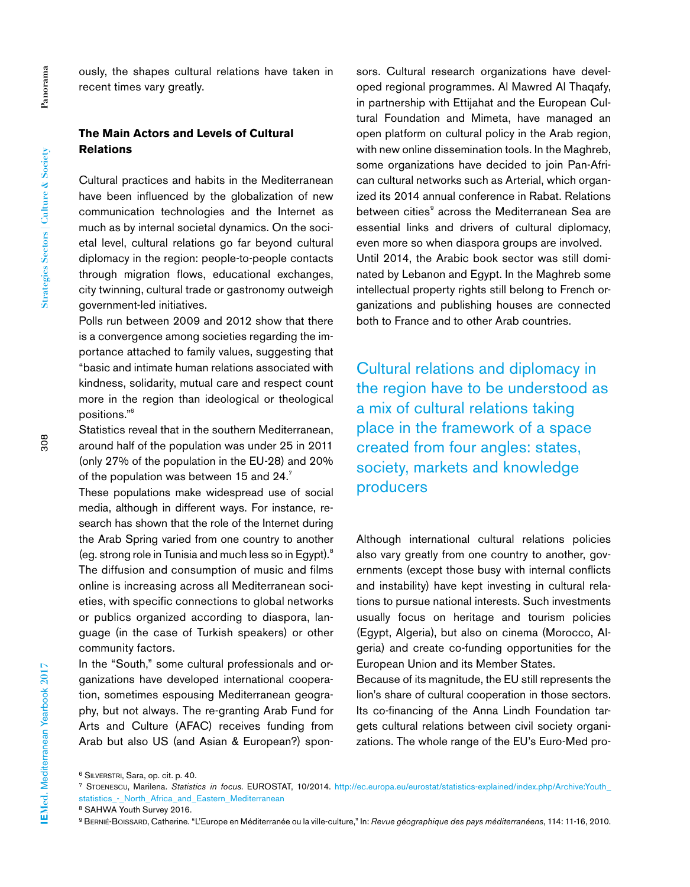ously, the shapes cultural relations have taken in recent times vary greatly.

## The Main Actors and Levels of Cultural Relations

Cultural practices and habits in the Mediterranean have been influenced by the globalization of new communication technologies and the Internet as much as by internal societal dynamics. On the societal level, cultural relations go far beyond cultural diplomacy in the region: people-to-people contacts through migration flows, educational exchanges, city twinning, cultural trade or gastronomy outweigh government-led initiatives.

Polls run between 2009 and 2012 show that there is a convergence among societies regarding the importance attached to family values, suggesting that "basic and intimate human relations associated with kindness, solidarity, mutual care and respect count more in the region than ideological or theological positions."[6]

Statistics reveal that in the southern Mediterranean, around half of the population was under 25 in 2011 (only 27% of the population in the EU-28) and 20% of the population was between 15 and 24.[7]

These populations make widespread use of social media, although in different ways. For instance, research has shown that the role of the Internet during the Arab Spring varied from one country to another (eg. strong role in Tunisia and much less so in Egypt).[8] The diffusion and consumption of music and films online is increasing across all Mediterranean societies, with specific connections to global networks or publics organized according to diaspora, language (in the case of Turkish speakers) or other community factors.

In the "South," some cultural professionals and organizations have developed international cooperation, sometimes espousing Mediterranean geography, but not always. The re-granting Arab Fund for Arts and Culture (AFAC) receives funding from Arab but also US (and Asian & European?) sponsors. Cultural research organizations have developed regional programmes. Al Mawred Al Thaqafy, in partnership with Ettijahat and the European Cultural Foundation and Mimeta, have managed an open platform on cultural policy in the Arab region, with new online dissemination tools. In the Maghreb, some organizations have decided to join Pan-African cultural networks such as Arterial, which organized its 2014 annual conference in Rabat. Relations between cities[9] across the Mediterranean Sea are essential links and drivers of cultural diplomacy, even more so when diaspora groups are involved.

Until 2014, the Arabic book sector was still dominated by Lebanon and Egypt. In the Maghreb some intellectual property rights still belong to French organizations and publishing houses are connected both to France and to other Arab countries.

> Cultural relations and diplomacy in the region have to be understood as a mix of cultural relations taking place in the framework of a space created from four angles: states, society, markets and knowledge producers

Although international cultural relations policies also vary greatly from one country to another, governments (except those busy with internal conflicts and instability) have kept investing in cultural relations to pursue national interests. Such investments usually focus on heritage and tourism policies (Egypt, Algeria), but also on cinema (Morocco, Algeria) and create co-funding opportunities for the European Union and its Member States.

Because of its magnitude, the EU still represents the lion's share of cultural cooperation in those sectors. Its co-financing of the Anna Lindh Foundation targets cultural relations between civil society organizations. The whole range of the EU's Euro-Med pro-

---

[6] Silverstri, Sara, op. cit. p. 40.

[7] Stoenescu, Marilena. *Statistics in focus*. EUROSTAT, 10/2014. http://ec.europa.eu/eurostat/statistics-explained/index.php/Archive:Youth_statistics_-_North_Africa_and_Eastern_Mediterranean

[8] SAHWA Youth Survey 2016.

[9] Bernié-Boissard, Catherine. "L'Europe en Méditerranée ou la ville-culture," In: *Revue géographique des pays méditerranéens*, 114: 11-16, 2010.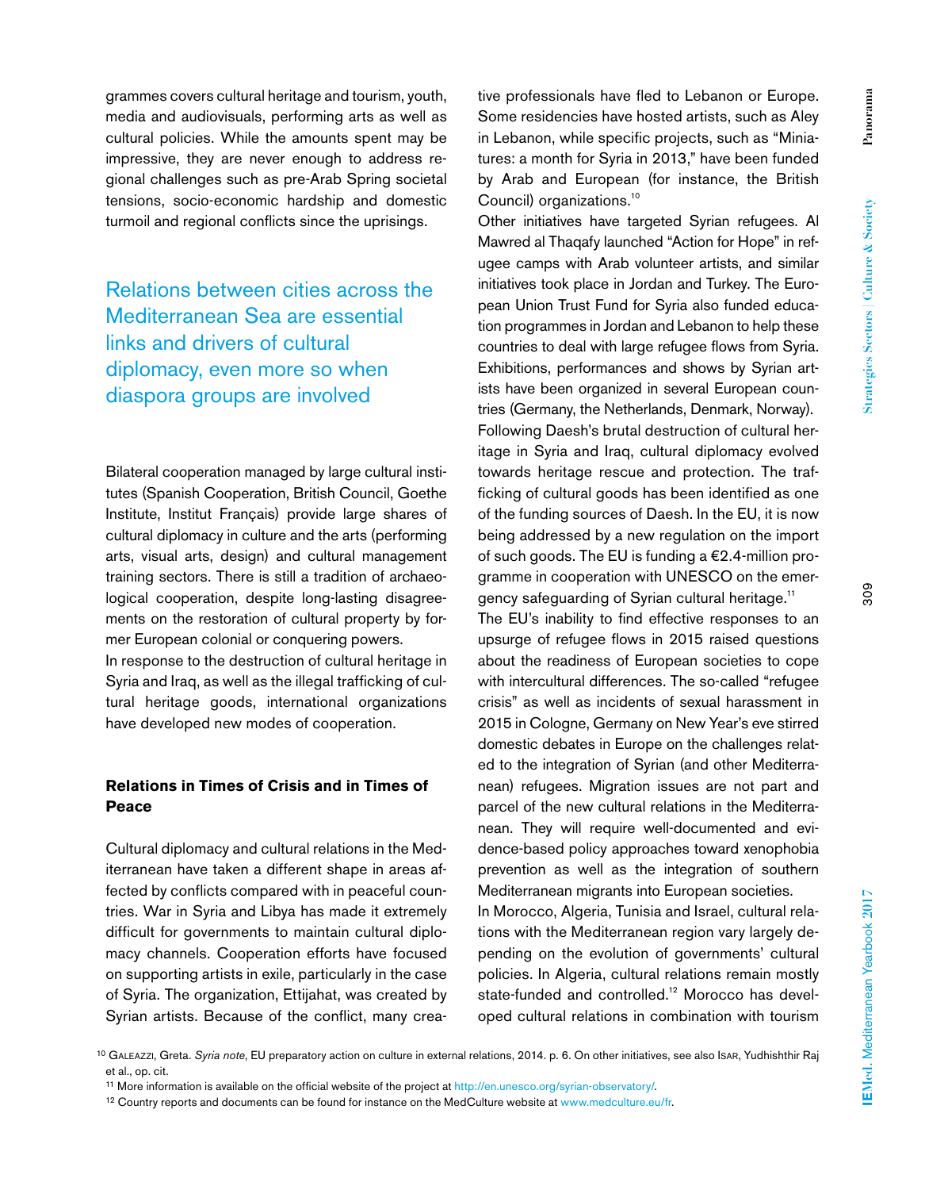grammes covers cultural heritage and tourism, youth, media and audiovisuals, performing arts as well as cultural policies. While the amounts spent may be impressive, they are never enough to address regional challenges such as pre-Arab Spring societal tensions, socio-economic hardship and domestic turmoil and regional conflicts since the uprisings.

> Relations between cities across the Mediterranean Sea are essential links and drivers of cultural diplomacy, even more so when diaspora groups are involved

Bilateral cooperation managed by large cultural institutes (Spanish Cooperation, British Council, Goethe Institute, Institut Français) provide large shares of cultural diplomacy in culture and the arts (performing arts, visual arts, design) and cultural management training sectors. There is still a tradition of archaeological cooperation, despite long-lasting disagreements on the restoration of cultural property by former European colonial or conquering powers.

In response to the destruction of cultural heritage in Syria and Iraq, as well as the illegal trafficking of cultural heritage goods, international organizations have developed new modes of cooperation.

## Relations in Times of Crisis and in Times of Peace

Cultural diplomacy and cultural relations in the Mediterranean have taken a different shape in areas affected by conflicts compared with in peaceful countries. War in Syria and Libya has made it extremely difficult for governments to maintain cultural diplomacy channels. Cooperation efforts have focused on supporting artists in exile, particularly in the case of Syria. The organization, Ettijahat, was created by Syrian artists. Because of the conflict, many creative professionals have fled to Lebanon or Europe. Some residencies have hosted artists, such as Aley in Lebanon, while specific projects, such as "Miniatures: a month for Syria in 2013," have been funded by Arab and European (for instance, the British Council) organizations.[10]

Other initiatives have targeted Syrian refugees. Al Mawred al Thaqafy launched "Action for Hope" in refugee camps with Arab volunteer artists, and similar initiatives took place in Jordan and Turkey. The European Union Trust Fund for Syria also funded education programmes in Jordan and Lebanon to help these countries to deal with large refugee flows from Syria. Exhibitions, performances and shows by Syrian artists have been organized in several European countries (Germany, the Netherlands, Denmark, Norway).

Following Daesh's brutal destruction of cultural heritage in Syria and Iraq, cultural diplomacy evolved towards heritage rescue and protection. The trafficking of cultural goods has been identified as one of the funding sources of Daesh. In the EU, it is now being addressed by a new regulation on the import of such goods. The EU is funding a €2.4-million programme in cooperation with UNESCO on the emergency safeguarding of Syrian cultural heritage.[11]

The EU's inability to find effective responses to an upsurge of refugee flows in 2015 raised questions about the readiness of European societies to cope with intercultural differences. The so-called "refugee crisis" as well as incidents of sexual harassment in 2015 in Cologne, Germany on New Year's eve stirred domestic debates in Europe on the challenges related to the integration of Syrian (and other Mediterranean) refugees. Migration issues are not part and parcel of the new cultural relations in the Mediterranean. They will require well-documented and evidence-based policy approaches toward xenophobia prevention as well as the integration of southern Mediterranean migrants into European societies.

In Morocco, Algeria, Tunisia and Israel, cultural relations with the Mediterranean region vary largely depending on the evolution of governments' cultural policies. In Algeria, cultural relations remain mostly state-funded and controlled.[12] Morocco has developed cultural relations in combination with tourism

---

[10] Galeazzi, Greta. *Syria note*, EU preparatory action on culture in external relations, 2014. p. 6. On other initiatives, see also Isar, Yudhishthir Raj et al., op. cit.

[11] More information is available on the official website of the project at http://en.unesco.org/syrian-observatory/.

[12] Country reports and documents can be found for instance on the MedCulture website at www.medculture.eu/fr.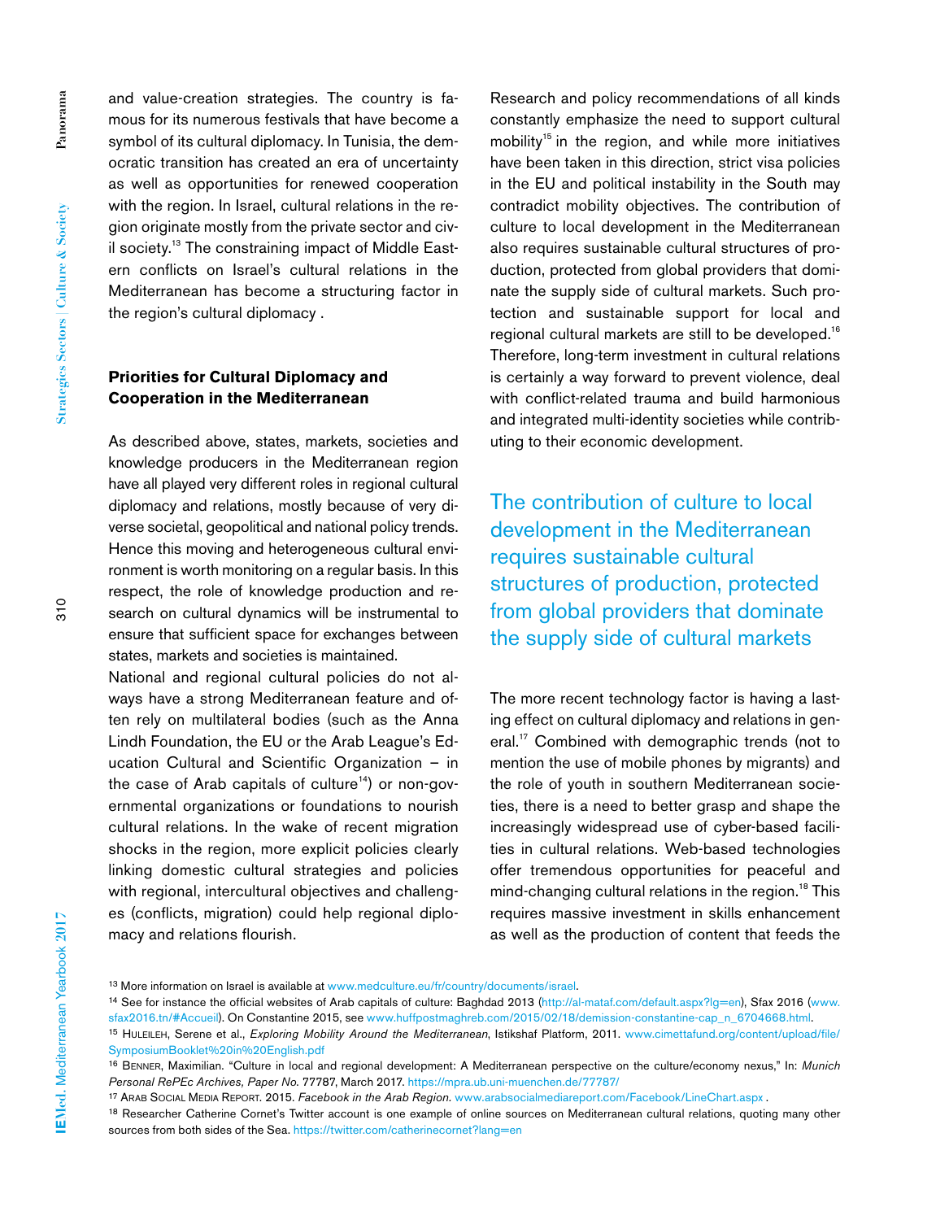and value-creation strategies. The country is famous for its numerous festivals that have become a symbol of its cultural diplomacy. In Tunisia, the democratic transition has created an era of uncertainty as well as opportunities for renewed cooperation with the region. In Israel, cultural relations in the region originate mostly from the private sector and civil society.[13] The constraining impact of Middle Eastern conflicts on Israel's cultural relations in the Mediterranean has become a structuring factor in the region's cultural diplomacy .

## Priorities for Cultural Diplomacy and Cooperation in the Mediterranean

As described above, states, markets, societies and knowledge producers in the Mediterranean region have all played very different roles in regional cultural diplomacy and relations, mostly because of very diverse societal, geopolitical and national policy trends. Hence this moving and heterogeneous cultural environment is worth monitoring on a regular basis. In this respect, the role of knowledge production and research on cultural dynamics will be instrumental to ensure that sufficient space for exchanges between states, markets and societies is maintained.

National and regional cultural policies do not always have a strong Mediterranean feature and often rely on multilateral bodies (such as the Anna Lindh Foundation, the EU or the Arab League's Education Cultural and Scientific Organization – in the case of Arab capitals of culture[14]) or non-governmental organizations or foundations to nourish cultural relations. In the wake of recent migration shocks in the region, more explicit policies clearly linking domestic cultural strategies and policies with regional, intercultural objectives and challenges (conflicts, migration) could help regional diplomacy and relations flourish.

Research and policy recommendations of all kinds constantly emphasize the need to support cultural mobility[15] in the region, and while more initiatives have been taken in this direction, strict visa policies in the EU and political instability in the South may contradict mobility objectives. The contribution of culture to local development in the Mediterranean also requires sustainable cultural structures of production, protected from global providers that dominate the supply side of cultural markets. Such protection and sustainable support for local and regional cultural markets are still to be developed.[16] Therefore, long-term investment in cultural relations is certainly a way forward to prevent violence, deal with conflict-related trauma and build harmonious and integrated multi-identity societies while contributing to their economic development.

> The contribution of culture to local development in the Mediterranean requires sustainable cultural structures of production, protected from global providers that dominate the supply side of cultural markets

The more recent technology factor is having a lasting effect on cultural diplomacy and relations in general.[17] Combined with demographic trends (not to mention the use of mobile phones by migrants) and the role of youth in southern Mediterranean societies, there is a need to better grasp and shape the increasingly widespread use of cyber-based facilities in cultural relations. Web-based technologies offer tremendous opportunities for peaceful and mind-changing cultural relations in the region.[18] This requires massive investment in skills enhancement as well as the production of content that feeds the

---

[13] More information on Israel is available at www.medculture.eu/fr/country/documents/israel.

[14] See for instance the official websites of Arab capitals of culture: Baghdad 2013 (http://al-mataf.com/default.aspx?lg=en), Sfax 2016 (www.sfax2016.tn/#Accueil). On Constantine 2015, see www.huffpostmaghreb.com/2015/02/18/demission-constantine-cap_n_6704668.html.

[15] Huleileh, Serene et al., *Exploring Mobility Around the Mediterranean*, Istikshaf Platform, 2011. www.cimettafund.org/content/upload/file/SymposiumBooklet%20in%20English.pdf

[16] Benner, Maximilian. "Culture in local and regional development: A Mediterranean perspective on the culture/economy nexus," In: *Munich Personal RePEc Archives, Paper No.* 77787, March 2017. https://mpra.ub.uni-muenchen.de/77787/

[17] Arab Social Media Report. 2015. *Facebook in the Arab Region.* www.arabsocialmediareport.com/Facebook/LineChart.aspx .

[18] Researcher Catherine Cornet's Twitter account is one example of online sources on Mediterranean cultural relations, quoting many other sources from both sides of the Sea. https://twitter.com/catherinecornet?lang=en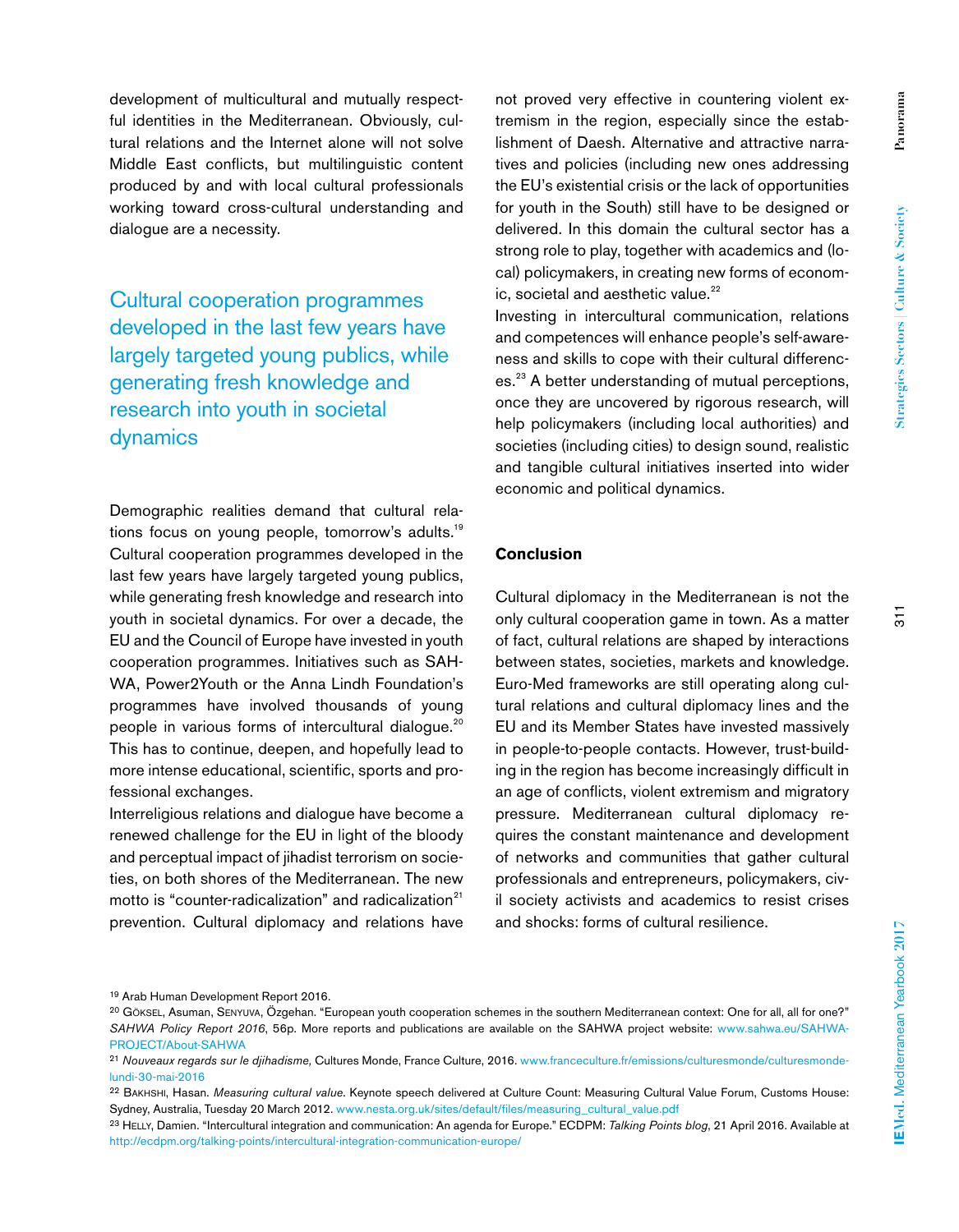development of multicultural and mutually respectful identities in the Mediterranean. Obviously, cultural relations and the Internet alone will not solve Middle East conflicts, but multilinguistic content produced by and with local cultural professionals working toward cross-cultural understanding and dialogue are a necessity.

> Cultural cooperation programmes developed in the last few years have largely targeted young publics, while generating fresh knowledge and research into youth in societal dynamics

Demographic realities demand that cultural relations focus on young people, tomorrow's adults.[19] Cultural cooperation programmes developed in the last few years have largely targeted young publics, while generating fresh knowledge and research into youth in societal dynamics. For over a decade, the EU and the Council of Europe have invested in youth cooperation programmes. Initiatives such as SAHWA, Power2Youth or the Anna Lindh Foundation's programmes have involved thousands of young people in various forms of intercultural dialogue.[20] This has to continue, deepen, and hopefully lead to more intense educational, scientific, sports and professional exchanges.

Interreligious relations and dialogue have become a renewed challenge for the EU in light of the bloody and perceptual impact of jihadist terrorism on societies, on both shores of the Mediterranean. The new motto is "counter-radicalization" and radicalization[21] prevention. Cultural diplomacy and relations have not proved very effective in countering violent extremism in the region, especially since the establishment of Daesh. Alternative and attractive narratives and policies (including new ones addressing the EU's existential crisis or the lack of opportunities for youth in the South) still have to be designed or delivered. In this domain the cultural sector has a strong role to play, together with academics and (local) policymakers, in creating new forms of economic, societal and aesthetic value.[22]

Investing in intercultural communication, relations and competences will enhance people's self-awareness and skills to cope with their cultural differences.[23] A better understanding of mutual perceptions, once they are uncovered by rigorous research, will help policymakers (including local authorities) and societies (including cities) to design sound, realistic and tangible cultural initiatives inserted into wider economic and political dynamics.

## Conclusion

Cultural diplomacy in the Mediterranean is not the only cultural cooperation game in town. As a matter of fact, cultural relations are shaped by interactions between states, societies, markets and knowledge. Euro-Med frameworks are still operating along cultural relations and cultural diplomacy lines and the EU and its Member States have invested massively in people-to-people contacts. However, trust-building in the region has become increasingly difficult in an age of conflicts, violent extremism and migratory pressure. Mediterranean cultural diplomacy requires the constant maintenance and development of networks and communities that gather cultural professionals and entrepreneurs, policymakers, civil society activists and academics to resist crises and shocks: forms of cultural resilience.

---

[19] Arab Human Development Report 2016.

[20] Göksel, Asuman, Senyuva, Özgehan. "European youth cooperation schemes in the southern Mediterranean context: One for all, all for one?" *SAHWA Policy Report 2016*, 56p. More reports and publications are available on the SAHWA project website: www.sahwa.eu/SAHWA-PROJECT/About-SAHWA

[21] *Nouveaux regards sur le djihadisme,* Cultures Monde, France Culture, 2016. www.franceculture.fr/emissions/culturesmonde/culturesmonde-lundi-30-mai-2016

[22] Bakhshi, Hasan. *Measuring cultural value.* Keynote speech delivered at Culture Count: Measuring Cultural Value Forum, Customs House: Sydney, Australia, Tuesday 20 March 2012. www.nesta.org.uk/sites/default/files/measuring_cultural_value.pdf

[23] Helly, Damien. "Intercultural integration and communication: An agenda for Europe." ECDPM: *Talking Points blog*, 21 April 2016. Available at http://ecdpm.org/talking-points/intercultural-integration-communication-europe/